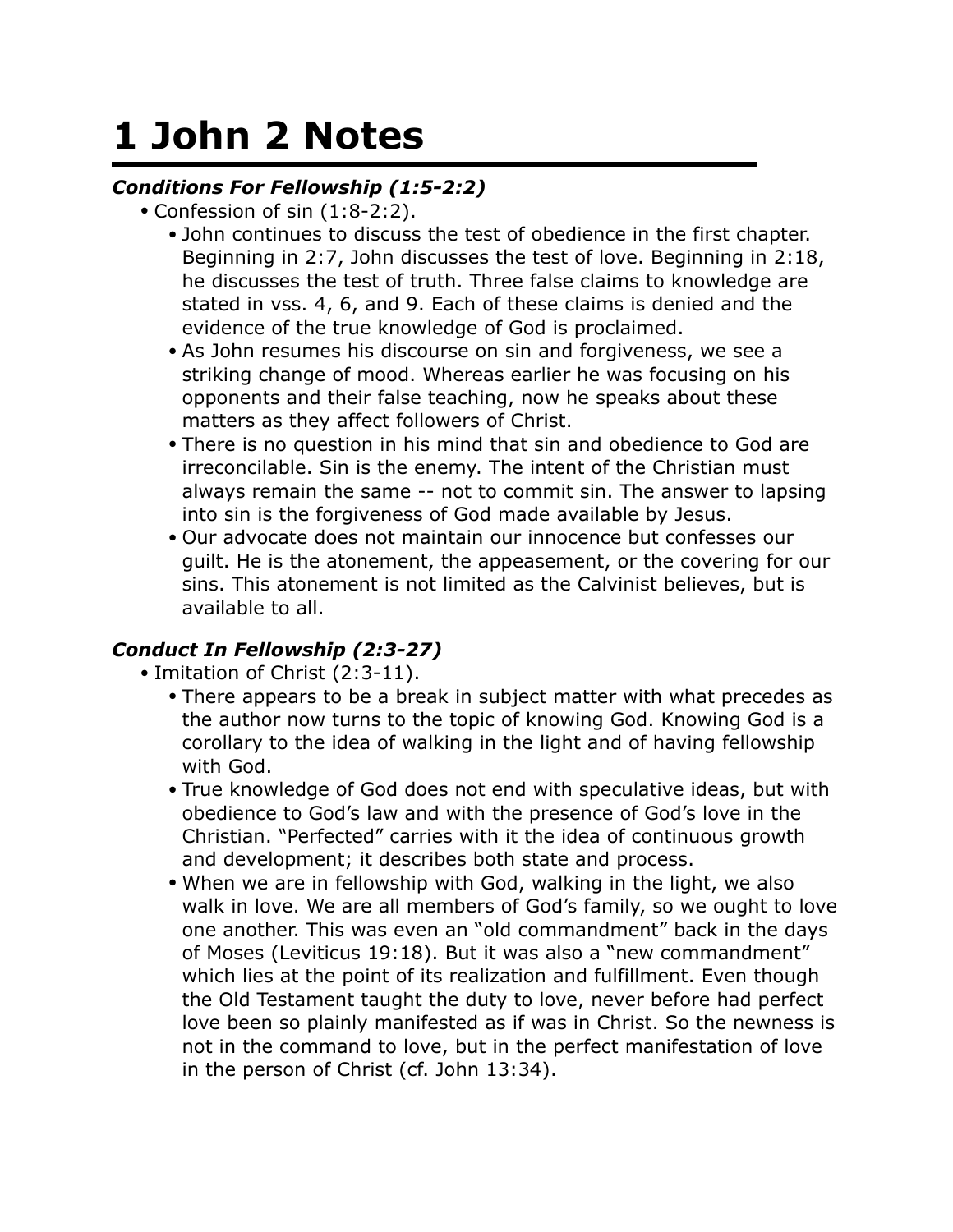# 1 John 2 Notes

***Conditions For Fellowship (1:5-2:2)***

- Confession of sin (1:8-2:2).
  - John continues to discuss the test of obedience in the first chapter. Beginning in 2:7, John discusses the test of love. Beginning in 2:18, he discusses the test of truth. Three false claims to knowledge are stated in vss. 4, 6, and 9. Each of these claims is denied and the evidence of the true knowledge of God is proclaimed.
  - As John resumes his discourse on sin and forgiveness, we see a striking change of mood. Whereas earlier he was focusing on his opponents and their false teaching, now he speaks about these matters as they affect followers of Christ.
  - There is no question in his mind that sin and obedience to God are irreconcilable. Sin is the enemy. The intent of the Christian must always remain the same -- not to commit sin. The answer to lapsing into sin is the forgiveness of God made available by Jesus.
  - Our advocate does not maintain our innocence but confesses our guilt. He is the atonement, the appeasement, or the covering for our sins. This atonement is not limited as the Calvinist believes, but is available to all.

***Conduct In Fellowship (2:3-27)***

- Imitation of Christ (2:3-11).
  - There appears to be a break in subject matter with what precedes as the author now turns to the topic of knowing God. Knowing God is a corollary to the idea of walking in the light and of having fellowship with God.
  - True knowledge of God does not end with speculative ideas, but with obedience to God's law and with the presence of God's love in the Christian. "Perfected" carries with it the idea of continuous growth and development; it describes both state and process.
  - When we are in fellowship with God, walking in the light, we also walk in love. We are all members of God's family, so we ought to love one another. This was even an "old commandment" back in the days of Moses (Leviticus 19:18). But it was also a "new commandment" which lies at the point of its realization and fulfillment. Even though the Old Testament taught the duty to love, never before had perfect love been so plainly manifested as if was in Christ. So the newness is not in the command to love, but in the perfect manifestation of love in the person of Christ (cf. John 13:34).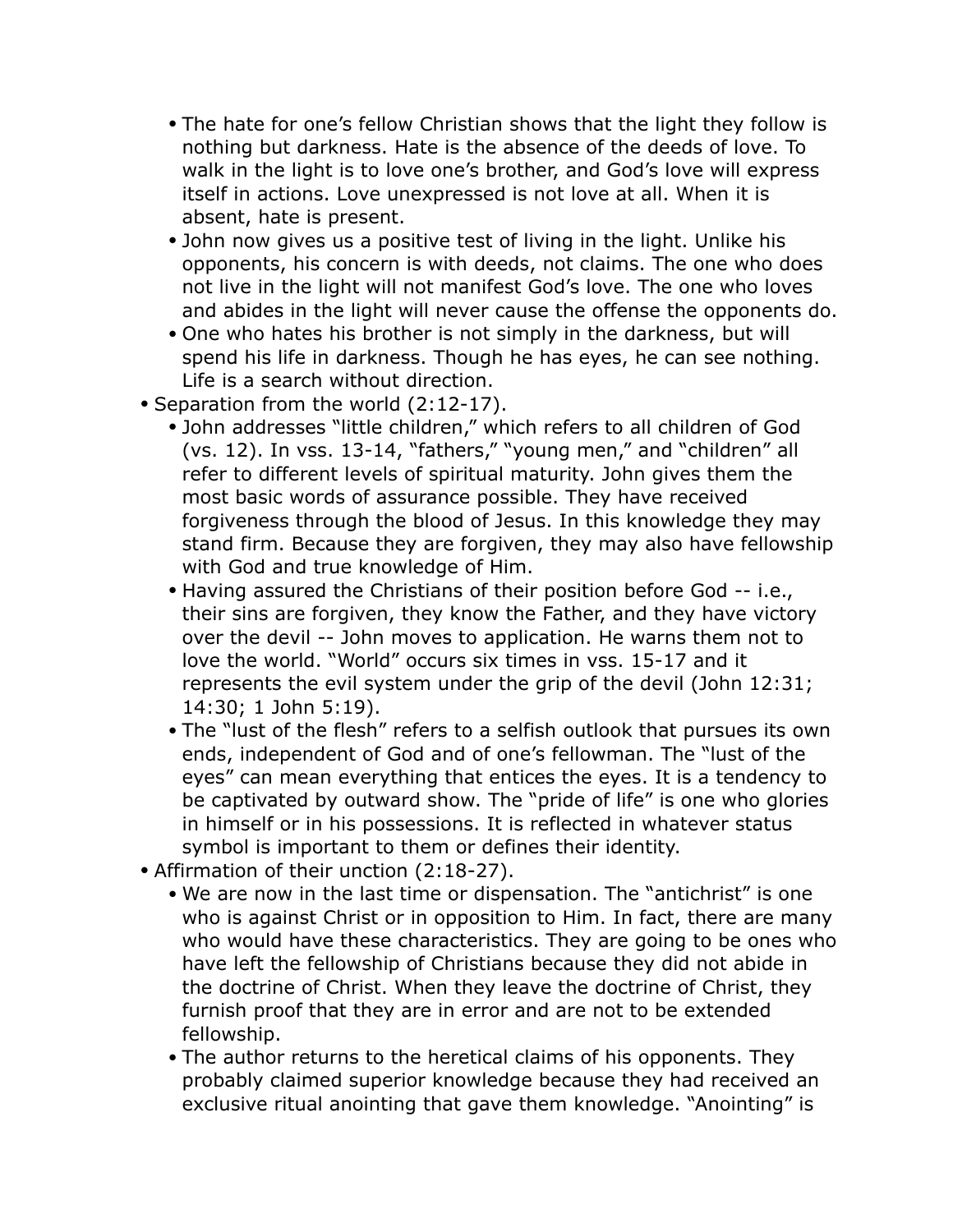- The hate for one's fellow Christian shows that the light they follow is nothing but darkness. Hate is the absence of the deeds of love. To walk in the light is to love one's brother, and God's love will express itself in actions. Love unexpressed is not love at all. When it is absent, hate is present.
    - John now gives us a positive test of living in the light. Unlike his opponents, his concern is with deeds, not claims. The one who does not live in the light will not manifest God's love. The one who loves and abides in the light will never cause the offense the opponents do.
    - One who hates his brother is not simply in the darkness, but will spend his life in darkness. Though he has eyes, he can see nothing. Life is a search without direction.
- Separation from the world (2:12-17).
    - John addresses "little children," which refers to all children of God (vs. 12). In vss. 13-14, "fathers," "young men," and "children" all refer to different levels of spiritual maturity. John gives them the most basic words of assurance possible. They have received forgiveness through the blood of Jesus. In this knowledge they may stand firm. Because they are forgiven, they may also have fellowship with God and true knowledge of Him.
    - Having assured the Christians of their position before God -- i.e., their sins are forgiven, they know the Father, and they have victory over the devil -- John moves to application. He warns them not to love the world. "World" occurs six times in vss. 15-17 and it represents the evil system under the grip of the devil (John 12:31; 14:30; 1 John 5:19).
    - The "lust of the flesh" refers to a selfish outlook that pursues its own ends, independent of God and of one's fellowman. The "lust of the eyes" can mean everything that entices the eyes. It is a tendency to be captivated by outward show. The "pride of life" is one who glories in himself or in his possessions. It is reflected in whatever status symbol is important to them or defines their identity.
- Affirmation of their unction (2:18-27).
    - We are now in the last time or dispensation. The "antichrist" is one who is against Christ or in opposition to Him. In fact, there are many who would have these characteristics. They are going to be ones who have left the fellowship of Christians because they did not abide in the doctrine of Christ. When they leave the doctrine of Christ, they furnish proof that they are in error and are not to be extended fellowship.
    - The author returns to the heretical claims of his opponents. They probably claimed superior knowledge because they had received an exclusive ritual anointing that gave them knowledge. "Anointing" is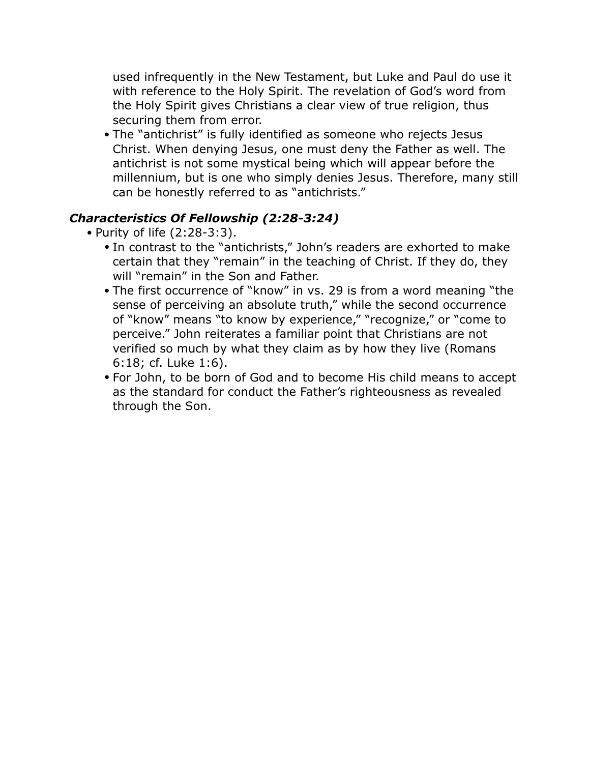used infrequently in the New Testament, but Luke and Paul do use it with reference to the Holy Spirit. The revelation of God's word from the Holy Spirit gives Christians a clear view of true religion, thus securing them from error.
- The "antichrist" is fully identified as someone who rejects Jesus Christ. When denying Jesus, one must deny the Father as well. The antichrist is not some mystical being which will appear before the millennium, but is one who simply denies Jesus. Therefore, many still can be honestly referred to as "antichrists."

### *Characteristics Of Fellowship (2:28-3:24)*

- Purity of life (2:28-3:3).
  - In contrast to the "antichrists," John's readers are exhorted to make certain that they "remain" in the teaching of Christ. If they do, they will "remain" in the Son and Father.
  - The first occurrence of "know" in vs. 29 is from a word meaning "the sense of perceiving an absolute truth," while the second occurrence of "know" means "to know by experience," "recognize," or "come to perceive." John reiterates a familiar point that Christians are not verified so much by what they claim as by how they live (Romans 6:18; cf. Luke 1:6).
  - For John, to be born of God and to become His child means to accept as the standard for conduct the Father's righteousness as revealed through the Son.